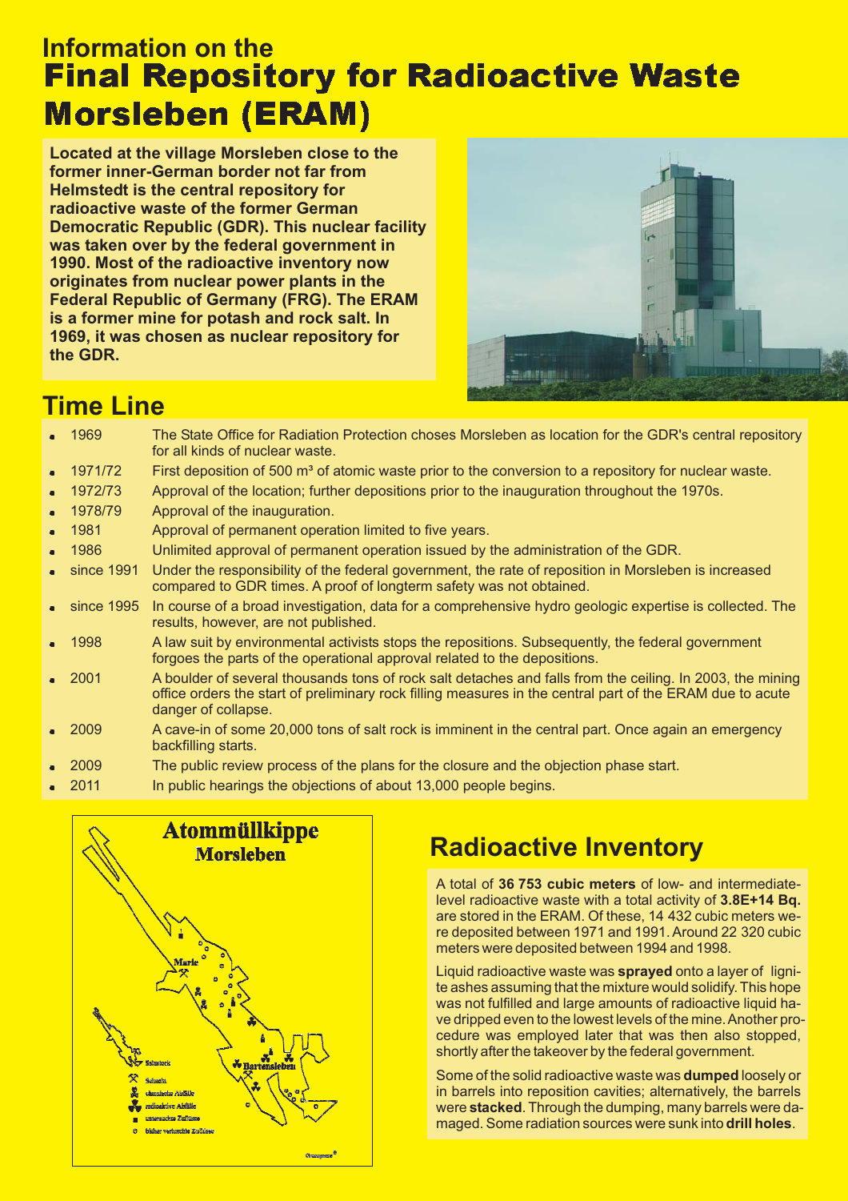# Information on the Final Repository for Radioactive Waste Morsleben (ERAM)

**Located at the village Morsleben close to the former inner-German border not far from Helmstedt is the central repository for radioactive waste of the former German Democratic Republic (GDR). This nuclear facility was taken over by the federal government in 1990. Most of the radioactive inventory now originates from nuclear power plants in the Federal Republic of Germany (FRG). The ERAM is a former mine for potash and rock salt. In 1969, it was chosen as nuclear repository for the GDR.**

## Time Line

- 1969 — The State Office for Radiation Protection choses Morsleben as location for the GDR's central repository for all kinds of nuclear waste.
- 1971/72 — First deposition of 500 m³ of atomic waste prior to the conversion to a repository for nuclear waste.
- 1972/73 — Approval of the location; further depositions prior to the inauguration throughout the 1970s.
- 1978/79 — Approval of the inauguration.
- 1981 — Approval of permanent operation limited to five years.
- 1986 — Unlimited approval of permanent operation issued by the administration of the GDR.
- since 1991 — Under the responsibility of the federal government, the rate of reposition in Morsleben is increased compared to GDR times. A proof of longterm safety was not obtained.
- since 1995 — In course of a broad investigation, data for a comprehensive hydro geologic expertise is collected. The results, however, are not published.
- 1998 — A law suit by environmental activists stops the repositions. Subsequently, the federal government forgoes the parts of the operational approval related to the depositions.
- 2001 — A boulder of several thousands tons of rock salt detaches and falls from the ceiling. In 2003, the mining office orders the start of preliminary rock filling measures in the central part of the ERAM due to acute danger of collapse.
- 2009 — A cave-in of some 20,000 tons of salt rock is imminent in the central part. Once again an emergency backfilling starts.
- 2009 — The public review process of the plans for the closure and the objection phase start.
- 2011 — In public hearings the objections of about 13,000 people begins.

## Radioactive Inventory

A total of **36 753 cubic meters** of low- and intermediate-level radioactive waste with a total activity of **3.8E+14 Bq.** are stored in the ERAM. Of these, 14 432 cubic meters were deposited between 1971 and 1991. Around 22 320 cubic meters were deposited between 1994 and 1998.

Liquid radioactive waste was **sprayed** onto a layer of lignite ashes assuming that the mixture would solidify. This hope was not fulfilled and large amounts of radioactive liquid have dripped even to the lowest levels of the mine. Another procedure was employed later that was then also stopped, shortly after the takeover by the federal government.

Some of the solid radioactive waste was **dumped** loosely or in barrels into reposition cavities; alternatively, the barrels were **stacked**. Through the dumping, many barrels were damaged. Some radiation sources were sunk into **drill holes**.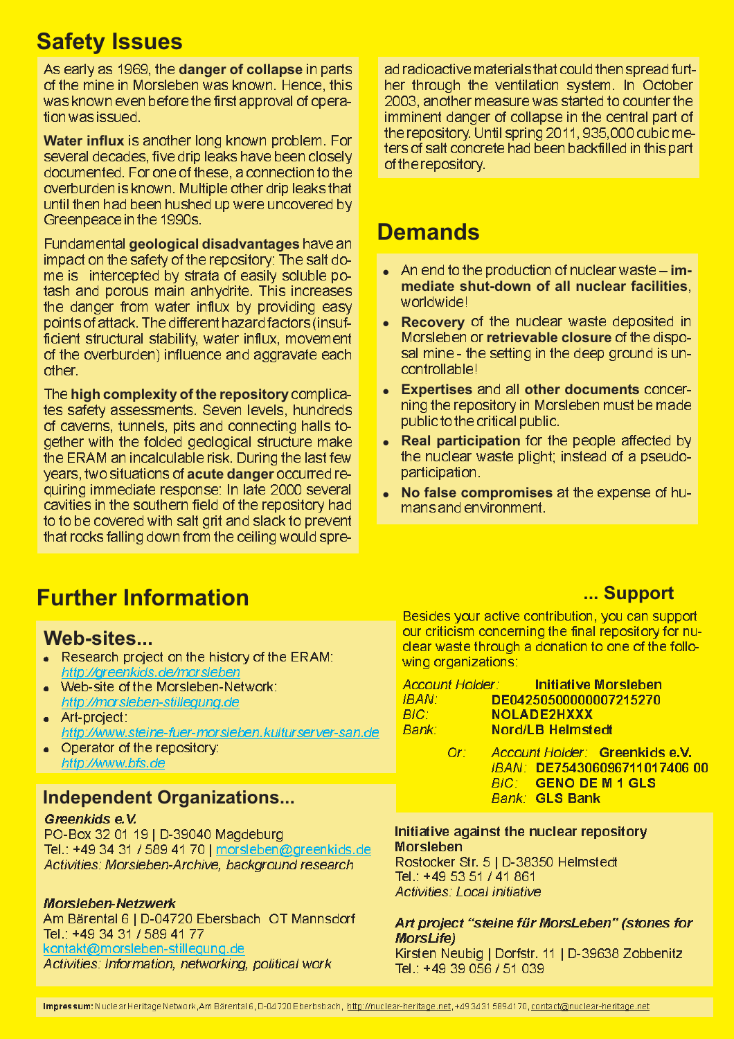## Safety Issues

As early as 1969, the **danger of collapse** in parts of the mine in Morsleben was known. Hence, this was known even before the first approval of operation was issued.

**Water influx** is another long known problem. For several decades, five drip leaks have been closely documented. For one of these, a connection to the overburden is known. Multiple other drip leaks that until then had been hushed up were uncovered by Greenpeace in the 1990s.

Fundamental **geological disadvantages** have an impact on the safety of the repository: The salt dome is intercepted by strata of easily soluble potash and porous main anhydrite. This increases the danger from water influx by providing easy points of attack. The different hazard factors (insufficient structural stability, water influx, movement of the overburden) influence and aggravate each other.

The **high complexity of the repository** complicates safety assessments. Seven levels, hundreds of caverns, tunnels, pits and connecting halls together with the folded geological structure make the ERAM an incalculable risk. During the last few years, two situations of **acute danger** occurred requiring immediate response: In late 2000 several cavities in the southern field of the repository had to to be covered with salt grit and slack to prevent that rocks falling down from the ceiling would spread radioactive materials that could then spread further through the ventilation system. In October 2003, another measure was started to counter the imminent danger of collapse in the central part of the repository. Until spring 2011, 935,000 cubic meters of salt concrete had been backfilled in this part of the repository.

## Demands

- An end to the production of nuclear waste – **immediate shut-down of all nuclear facilities**, worldwide!
- **Recovery** of the nuclear waste deposited in Morsleben or **retrievable closure** of the disposal mine - the setting in the deep ground is uncontrollable!
- **Expertises** and all **other documents** concerning the repository in Morsleben must be made public to the critical public.
- **Real participation** for the people affected by the nuclear waste plight; instead of a pseudo-participation.
- **No false compromises** at the expense of humans and environment.

## Further Information

### Web-sites...

- Research project on the history of the ERAM: http://greenkids.de/morsleben
- Web-site of the Morsleben-Network: http://morsleben-stillegung.de
- Art-project: http://www.steine-fuer-morsleben.kulturserver-san.de
- Operator of the repository: http://www.bfs.de

### Independent Organizations...

***Greenkids e.V.***
PO-Box 32 01 19 | D-39040 Magdeburg
Tel.: +49 34 31 / 589 41 70 | morsleben@greenkids.de
*Activities: Morsleben-Archive, background research*

***Morsleben-Netzwerk***
Am Bärental 6 | D-04720 Ebersbach OT Mannsdorf
Tel.: +49 34 31 / 589 41 77
kontakt@morsleben-stillegung.de
*Activities: Information, networking, political work*

**Initiative against the nuclear repository Morsleben**
Rostocker Str. 5 | D-38350 Helmstedt
Tel.: +49 53 51 / 41 861
*Activities: Local initiative*

***Art project "steine für MorsLeben" (stones for MorsLife)***
Kirsten Neubig | Dorfstr. 11 | D-39638 Zobbenitz
Tel.: +49 39 056 / 51 039

### ... Support

Besides your active contribution, you can support our criticism concerning the final repository for nuclear waste through a donation to one of the following organizations:

*Account Holder:* **Initiative Morsleben**
*IBAN:* **DE04250500000007215270**
*BIC:* **NOLADE2HXXX**
*Bank:* **Nord/LB Helmstedt**

*Or:*
*Account Holder:* **Greenkids e.V.**
*IBAN:* **DE75430609671101740600**
*BIC:* **GENO DE M 1 GLS**
*Bank:* **GLS Bank**

**Impressum:** Nuclear Heritage Network, Am Bärental 6, D-04720 Ebersbach, http://nuclear-heritage.net, +49 3431 5894170, contact@nuclear-heritage.net